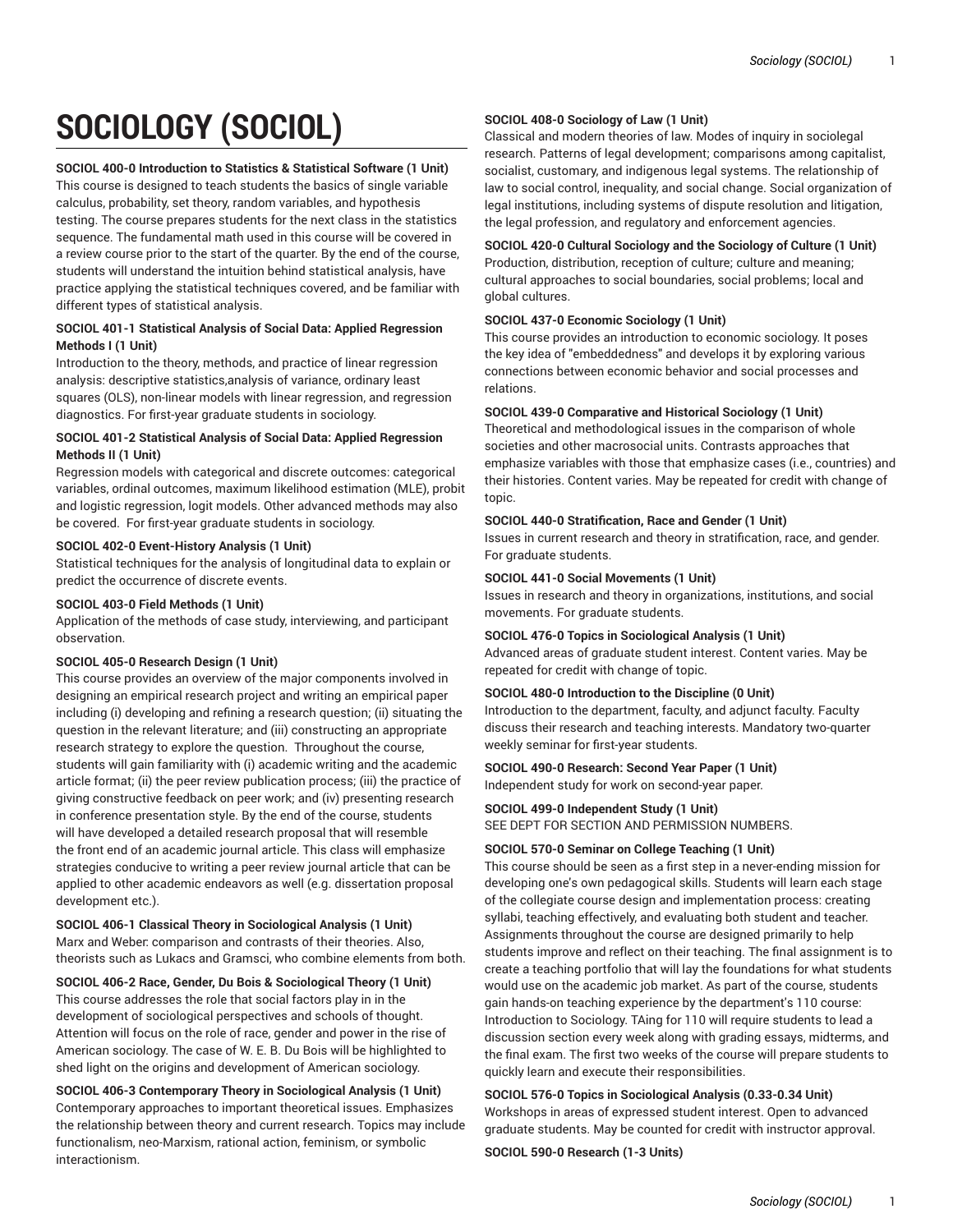# SOCIOLOGY (SOCIOL)

**SOCIOL 400-0 Introduction to Statistics & Statistical Software (1 Unit)**
This course is designed to teach students the basics of single variable calculus, probability, set theory, random variables, and hypothesis testing. The course prepares students for the next class in the statistics sequence. The fundamental math used in this course will be covered in a review course prior to the start of the quarter. By the end of the course, students will understand the intuition behind statistical analysis, have practice applying the statistical techniques covered, and be familiar with different types of statistical analysis.

**SOCIOL 401-1 Statistical Analysis of Social Data: Applied Regression Methods I (1 Unit)**
Introduction to the theory, methods, and practice of linear regression analysis: descriptive statistics,analysis of variance, ordinary least squares (OLS), non-linear models with linear regression, and regression diagnostics. For first-year graduate students in sociology.

**SOCIOL 401-2 Statistical Analysis of Social Data: Applied Regression Methods II (1 Unit)**
Regression models with categorical and discrete outcomes: categorical variables, ordinal outcomes, maximum likelihood estimation (MLE), probit and logistic regression, logit models. Other advanced methods may also be covered. For first-year graduate students in sociology.

**SOCIOL 402-0 Event-History Analysis (1 Unit)**
Statistical techniques for the analysis of longitudinal data to explain or predict the occurrence of discrete events.

**SOCIOL 403-0 Field Methods (1 Unit)**
Application of the methods of case study, interviewing, and participant observation.

**SOCIOL 405-0 Research Design (1 Unit)**
This course provides an overview of the major components involved in designing an empirical research project and writing an empirical paper including (i) developing and refining a research question; (ii) situating the question in the relevant literature; and (iii) constructing an appropriate research strategy to explore the question. Throughout the course, students will gain familiarity with (i) academic writing and the academic article format; (ii) the peer review publication process; (iii) the practice of giving constructive feedback on peer work; and (iv) presenting research in conference presentation style. By the end of the course, students will have developed a detailed research proposal that will resemble the front end of an academic journal article. This class will emphasize strategies conducive to writing a peer review journal article that can be applied to other academic endeavors as well (e.g. dissertation proposal development etc.).

**SOCIOL 406-1 Classical Theory in Sociological Analysis (1 Unit)**
Marx and Weber: comparison and contrasts of their theories. Also, theorists such as Lukacs and Gramsci, who combine elements from both.

**SOCIOL 406-2 Race, Gender, Du Bois & Sociological Theory (1 Unit)**
This course addresses the role that social factors play in in the development of sociological perspectives and schools of thought. Attention will focus on the role of race, gender and power in the rise of American sociology. The case of W. E. B. Du Bois will be highlighted to shed light on the origins and development of American sociology.

**SOCIOL 406-3 Contemporary Theory in Sociological Analysis (1 Unit)**
Contemporary approaches to important theoretical issues. Emphasizes the relationship between theory and current research. Topics may include functionalism, neo-Marxism, rational action, feminism, or symbolic interactionism.

**SOCIOL 408-0 Sociology of Law (1 Unit)**
Classical and modern theories of law. Modes of inquiry in sociolegal research. Patterns of legal development; comparisons among capitalist, socialist, customary, and indigenous legal systems. The relationship of law to social control, inequality, and social change. Social organization of legal institutions, including systems of dispute resolution and litigation, the legal profession, and regulatory and enforcement agencies.

**SOCIOL 420-0 Cultural Sociology and the Sociology of Culture (1 Unit)**
Production, distribution, reception of culture; culture and meaning; cultural approaches to social boundaries, social problems; local and global cultures.

**SOCIOL 437-0 Economic Sociology (1 Unit)**
This course provides an introduction to economic sociology. It poses the key idea of "embeddedness" and develops it by exploring various connections between economic behavior and social processes and relations.

**SOCIOL 439-0 Comparative and Historical Sociology (1 Unit)**
Theoretical and methodological issues in the comparison of whole societies and other macrosocial units. Contrasts approaches that emphasize variables with those that emphasize cases (i.e., countries) and their histories. Content varies. May be repeated for credit with change of topic.

**SOCIOL 440-0 Stratification, Race and Gender (1 Unit)**
Issues in current research and theory in stratification, race, and gender. For graduate students.

**SOCIOL 441-0 Social Movements (1 Unit)**
Issues in research and theory in organizations, institutions, and social movements. For graduate students.

**SOCIOL 476-0 Topics in Sociological Analysis (1 Unit)**
Advanced areas of graduate student interest. Content varies. May be repeated for credit with change of topic.

**SOCIOL 480-0 Introduction to the Discipline (0 Unit)**
Introduction to the department, faculty, and adjunct faculty. Faculty discuss their research and teaching interests. Mandatory two-quarter weekly seminar for first-year students.

**SOCIOL 490-0 Research: Second Year Paper (1 Unit)**
Independent study for work on second-year paper.

**SOCIOL 499-0 Independent Study (1 Unit)**
SEE DEPT FOR SECTION AND PERMISSION NUMBERS.

**SOCIOL 570-0 Seminar on College Teaching (1 Unit)**
This course should be seen as a first step in a never-ending mission for developing one's own pedagogical skills. Students will learn each stage of the collegiate course design and implementation process: creating syllabi, teaching effectively, and evaluating both student and teacher. Assignments throughout the course are designed primarily to help students improve and reflect on their teaching. The final assignment is to create a teaching portfolio that will lay the foundations for what students would use on the academic job market. As part of the course, students gain hands-on teaching experience by the department's 110 course: Introduction to Sociology. TAing for 110 will require students to lead a discussion section every week along with grading essays, midterms, and the final exam. The first two weeks of the course will prepare students to quickly learn and execute their responsibilities.

**SOCIOL 576-0 Topics in Sociological Analysis (0.33-0.34 Unit)**
Workshops in areas of expressed student interest. Open to advanced graduate students. May be counted for credit with instructor approval.

**SOCIOL 590-0 Research (1-3 Units)**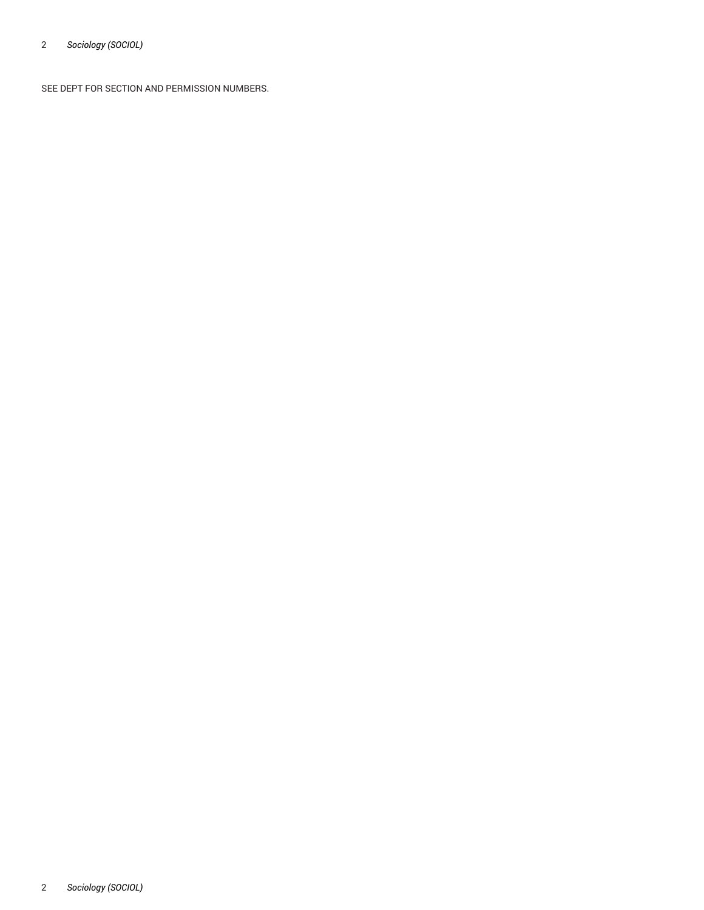SEE DEPT FOR SECTION AND PERMISSION NUMBERS.